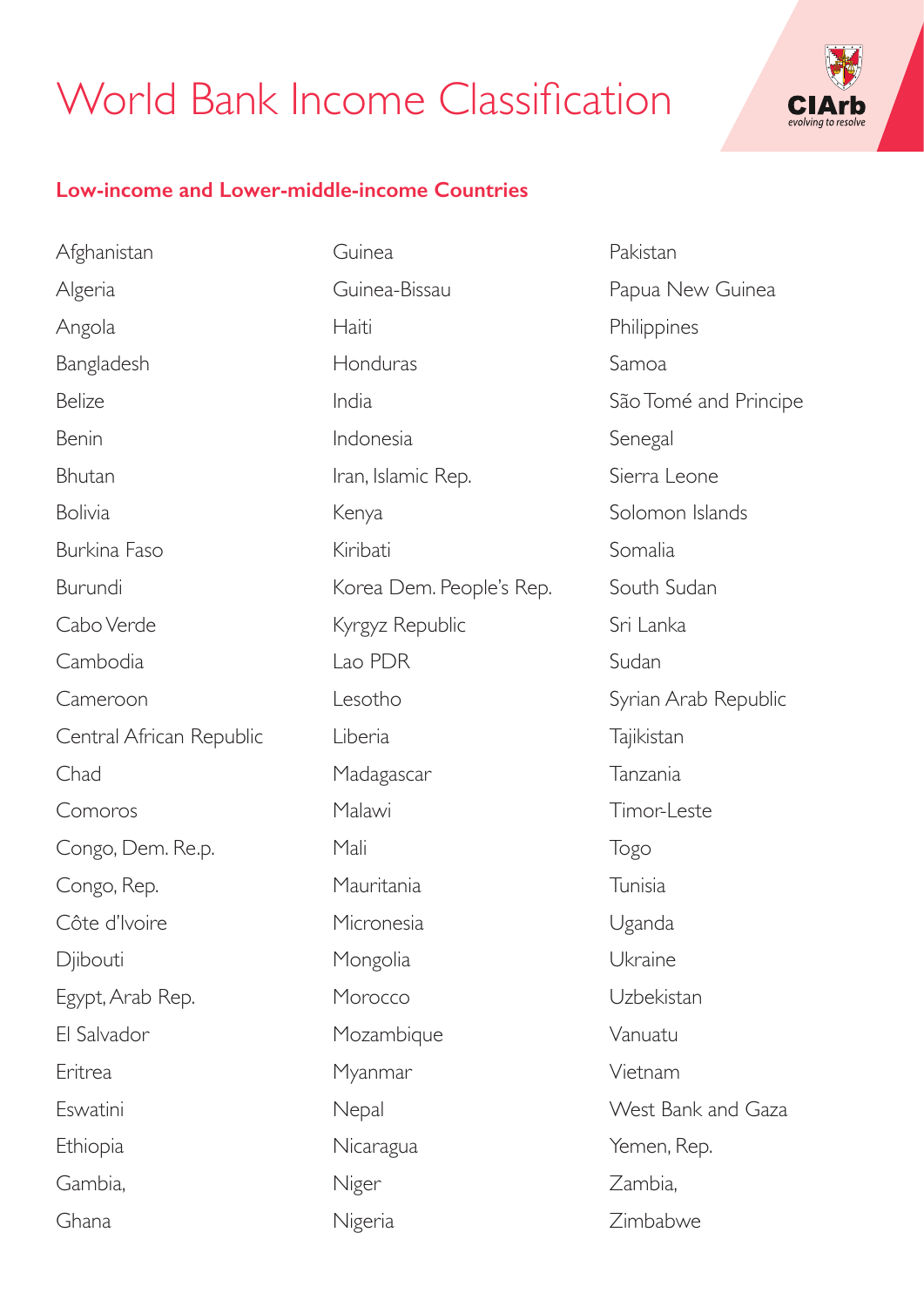# World Bank Income Classification

## Low-income and Lower-middle-income Countries

Afghanistan
Algeria
Angola
Bangladesh
Belize
Benin
Bhutan
Bolivia
Burkina Faso
Burundi
Cabo Verde
Cambodia
Cameroon
Central African Republic
Chad
Comoros
Congo, Dem. Re.p.
Congo, Rep.
Côte d'Ivoire
Djibouti
Egypt, Arab Rep.
El Salvador
Eritrea
Eswatini
Ethiopia
Gambia,
Ghana
Guinea
Guinea-Bissau
Haiti
Honduras
India
Indonesia
Iran, Islamic Rep.
Kenya
Kiribati
Korea Dem. People's Rep.
Kyrgyz Republic
Lao PDR
Lesotho
Liberia
Madagascar
Malawi
Mali
Mauritania
Micronesia
Mongolia
Morocco
Mozambique
Myanmar
Nepal
Nicaragua
Niger
Nigeria
Pakistan
Papua New Guinea
Philippines
Samoa
São Tomé and Principe
Senegal
Sierra Leone
Solomon Islands
Somalia
South Sudan
Sri Lanka
Sudan
Syrian Arab Republic
Tajikistan
Tanzania
Timor-Leste
Togo
Tunisia
Uganda
Ukraine
Uzbekistan
Vanuatu
Vietnam
West Bank and Gaza
Yemen, Rep.
Zambia,
Zimbabwe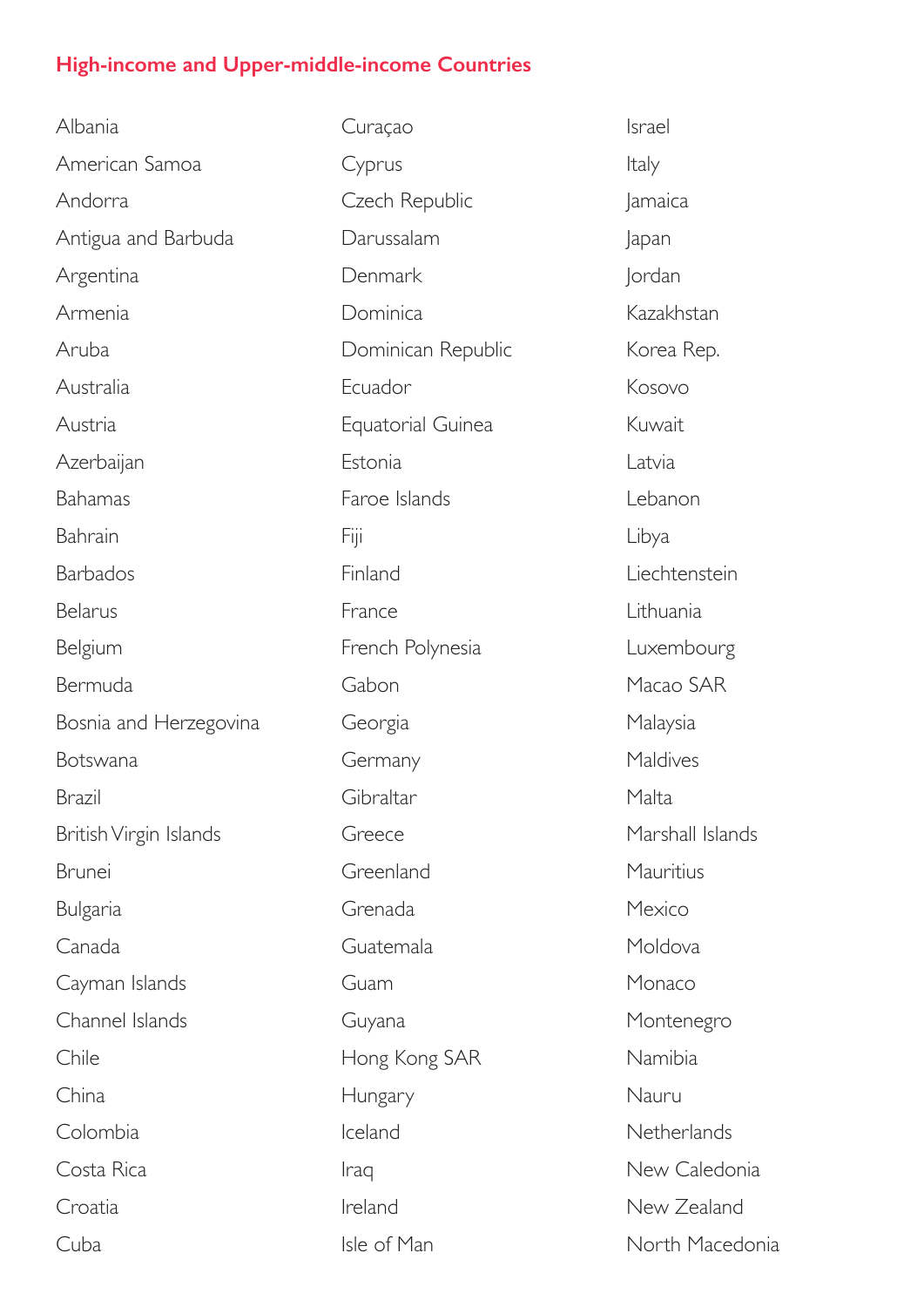## High-income and Upper-middle-income Countries

Albania
American Samoa
Andorra
Antigua and Barbuda
Argentina
Armenia
Aruba
Australia
Austria
Azerbaijan
Bahamas
Bahrain
Barbados
Belarus
Belgium
Bermuda
Bosnia and Herzegovina
Botswana
Brazil
British Virgin Islands
Brunei
Bulgaria
Canada
Cayman Islands
Channel Islands
Chile
China
Colombia
Costa Rica
Croatia
Cuba
Curaçao
Cyprus
Czech Republic
Darussalam
Denmark
Dominica
Dominican Republic
Ecuador
Equatorial Guinea
Estonia
Faroe Islands
Fiji
Finland
France
French Polynesia
Gabon
Georgia
Germany
Gibraltar
Greece
Greenland
Grenada
Guatemala
Guam
Guyana
Hong Kong SAR
Hungary
Iceland
Iraq
Ireland
Isle of Man
Israel
Italy
Jamaica
Japan
Jordan
Kazakhstan
Korea Rep.
Kosovo
Kuwait
Latvia
Lebanon
Libya
Liechtenstein
Lithuania
Luxembourg
Macao SAR
Malaysia
Maldives
Malta
Marshall Islands
Mauritius
Mexico
Moldova
Monaco
Montenegro
Namibia
Nauru
Netherlands
New Caledonia
New Zealand
North Macedonia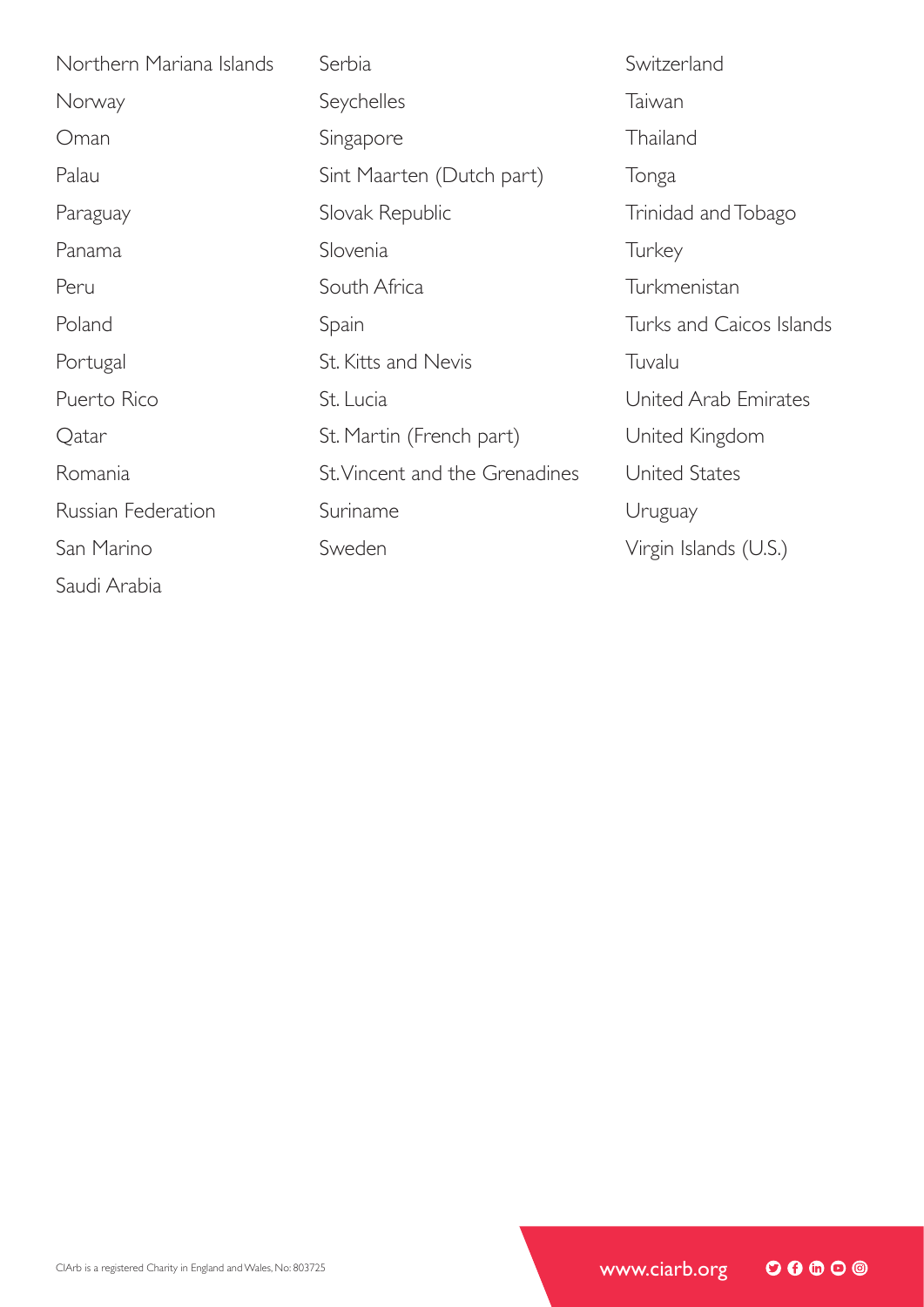Northern Mariana Islands

Norway

Oman

Palau

Paraguay

Panama

Peru

Poland

Portugal

Puerto Rico

Qatar

Romania

Russian Federation

San Marino

Saudi Arabia

Serbia

Seychelles

Singapore

Sint Maarten (Dutch part)

Slovak Republic

Slovenia

South Africa

Spain

St. Kitts and Nevis

St. Lucia

St. Martin (French part)

St. Vincent and the Grenadines

Suriname

Sweden

Switzerland

Taiwan

Thailand

Tonga

Trinidad and Tobago

Turkey

Turkmenistan

Turks and Caicos Islands

Tuvalu

United Arab Emirates

United Kingdom

United States

Uruguay

Virgin Islands (U.S.)

CIArb is a registered Charity in England and Wales, No: 803725

www.ciarb.org